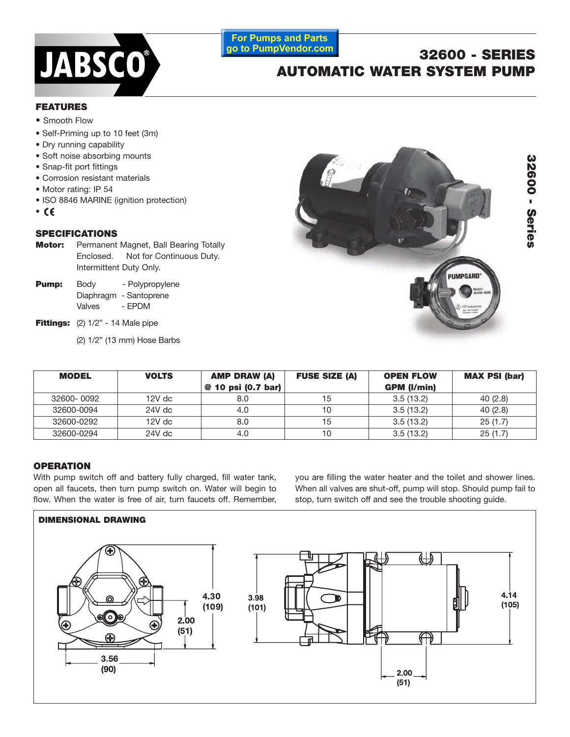For Pumps and Parts go to PumpVendor.com

# 32600 - SERIES AUTOMATIC WATER SYSTEM PUMP

## FEATURES

- Smooth Flow
- Self-Priming up to 10 feet (3m)
- Dry running capability
- Soft noise absorbing mounts
- Snap-fit port fittings
- Corrosion resistant materials
- Motor rating: IP 54
- ISO 8846 MARINE (ignition protection)
- CE

## SPECIFICATIONS

**Motor:** Permanent Magnet, Ball Bearing Totally Enclosed. Not for Continuous Duty. Intermittent Duty Only.

**Pump:** Body - Polypropylene
Diaphragm - Santoprene
Valves - EPDM

**Fittings:** (2) 1/2" - 14 Male pipe
(2) 1/2" (13 mm) Hose Barbs

| MODEL | VOLTS | AMP DRAW (A) @ 10 psi (0.7 bar) | FUSE SIZE (A) | OPEN FLOW GPM (l/min) | MAX PSI (bar) |
|---|---|---|---|---|---|
| 32600- 0092 | 12V dc | 8.0 | 15 | 3.5 (13.2) | 40 (2.8) |
| 32600-0094 | 24V dc | 4.0 | 10 | 3.5 (13.2) | 40 (2.8) |
| 32600-0292 | 12V dc | 8.0 | 15 | 3.5 (13.2) | 25 (1.7) |
| 32600-0294 | 24V dc | 4.0 | 10 | 3.5 (13.2) | 25 (1.7) |

## OPERATION

With pump switch off and battery fully charged, fill water tank, open all faucets, then turn pump switch on. Water will begin to flow. When the water is free of air, turn faucets off. Remember, you are filling the water heater and the toilet and shower lines. When all valves are shut-off, pump will stop. Should pump fail to stop, turn switch off and see the trouble shooting guide.

## DIMENSIONAL DRAWING

4.30 (109)
2.00 (51)
3.56 (90)
3.98 (101)
4.14 (105)
2.00 (51)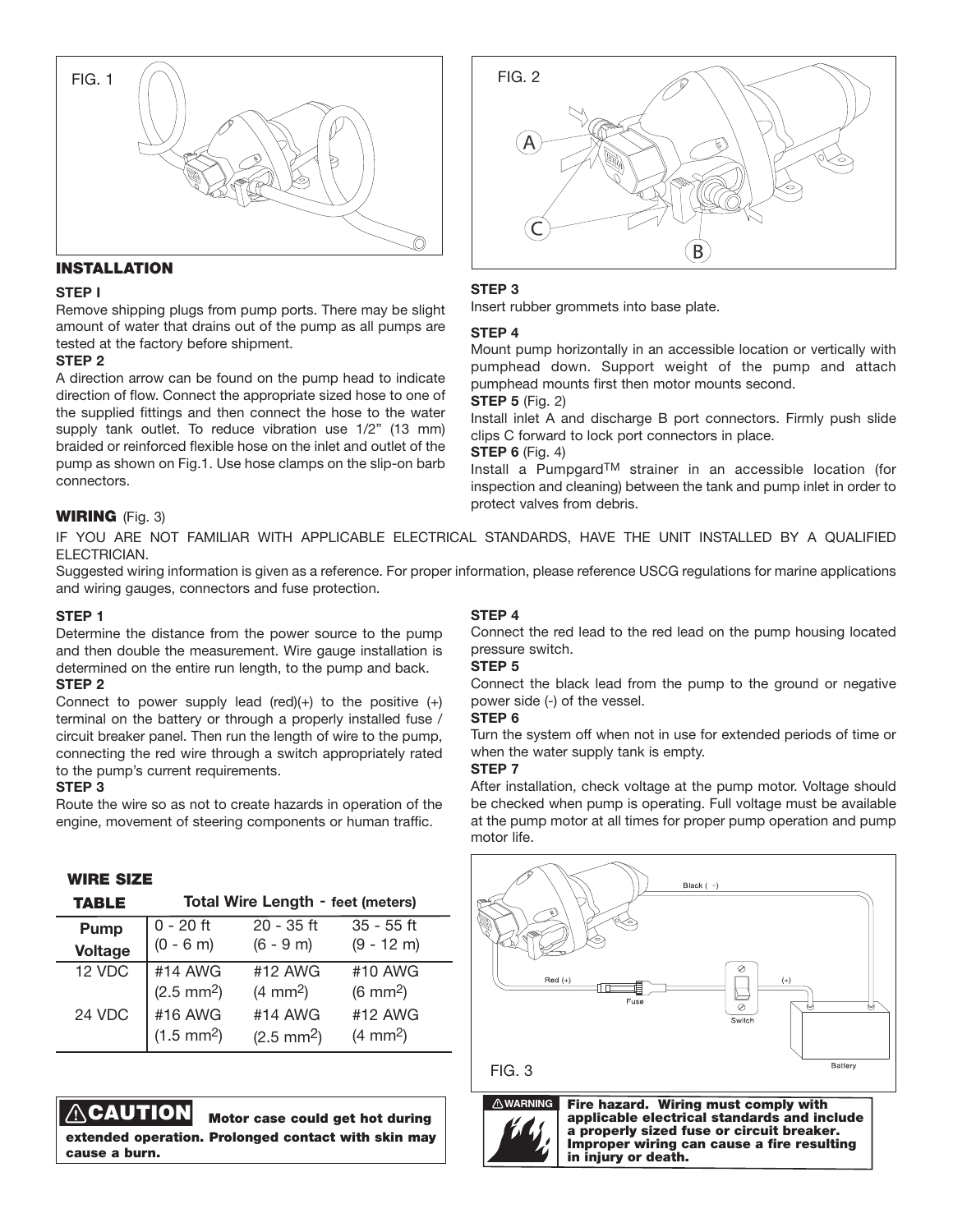FIG. 1

FIG. 2

## INSTALLATION

**STEP I**

Remove shipping plugs from pump ports. There may be slight amount of water that drains out of the pump as all pumps are tested at the factory before shipment.

**STEP 2**

A direction arrow can be found on the pump head to indicate direction of flow. Connect the appropriate sized hose to one of the supplied fittings and then connect the hose to the water supply tank outlet. To reduce vibration use 1/2" (13 mm) braided or reinforced flexible hose on the inlet and outlet of the pump as shown on Fig.1. Use hose clamps on the slip-on barb connectors.

**STEP 3**

Insert rubber grommets into base plate.

**STEP 4**

Mount pump horizontally in an accessible location or vertically with pumphead down. Support weight of the pump and attach pumphead mounts first then motor mounts second.

**STEP 5** (Fig. 2)

Install inlet A and discharge B port connectors. Firmly push slide clips C forward to lock port connectors in place.

**STEP 6** (Fig. 4)

Install a Pumpgard™ strainer in an accessible location (for inspection and cleaning) between the tank and pump inlet in order to protect valves from debris.

## WIRING (Fig. 3)

IF YOU ARE NOT FAMILIAR WITH APPLICABLE ELECTRICAL STANDARDS, HAVE THE UNIT INSTALLED BY A QUALIFIED ELECTRICIAN.

Suggested wiring information is given as a reference. For proper information, please reference USCG regulations for marine applications and wiring gauges, connectors and fuse protection.

**STEP 1**

Determine the distance from the power source to the pump and then double the measurement. Wire gauge installation is determined on the entire run length, to the pump and back.

**STEP 2**

Connect to power supply lead (red)(+) to the positive (+) terminal on the battery or through a properly installed fuse / circuit breaker panel. Then run the length of wire to the pump, connecting the red wire through a switch appropriately rated to the pump's current requirements.

**STEP 3**

Route the wire so as not to create hazards in operation of the engine, movement of steering components or human traffic.

**STEP 4**

Connect the red lead to the red lead on the pump housing located pressure switch.

**STEP 5**

Connect the black lead from the pump to the ground or negative power side (-) of the vessel.

**STEP 6**

Turn the system off when not in use for extended periods of time or when the water supply tank is empty.

**STEP 7**

After installation, check voltage at the pump motor. Voltage should be checked when pump is operating. Full voltage must be available at the pump motor at all times for proper pump operation and pump motor life.

### WIRE SIZE TABLE

| Pump Voltage | Total Wire Length - feet (meters) | | |
|---|---|---|---|
| | 0 - 20 ft (0 - 6 m) | 20 - 35 ft (6 - 9 m) | 35 - 55 ft (9 - 12 m) |
| 12 VDC | #14 AWG ($2.5\ mm^2$) | #12 AWG ($4\ mm^2$) | #10 AWG ($6\ mm^2$) |
| 24 VDC | #16 AWG ($1.5\ mm^2$) | #14 AWG ($2.5\ mm^2$) | #12 AWG ($4\ mm^2$) |

FIG. 3

**⚠CAUTION** **Motor case could get hot during extended operation. Prolonged contact with skin may cause a burn.**

**⚠WARNING** **Fire hazard. Wiring must comply with applicable electrical standards and include a properly sized fuse or circuit breaker. Improper wiring can cause a fire resulting in injury or death.**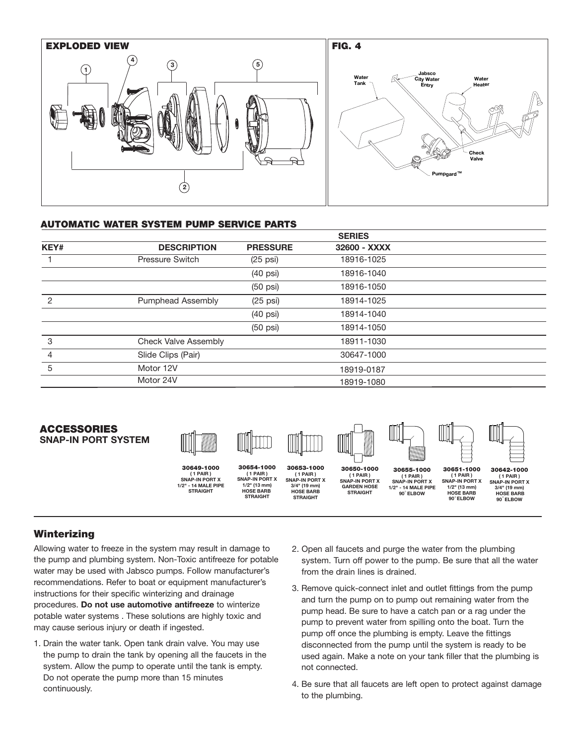## EXPLODED VIEW

## FIG. 4

## AUTOMATIC WATER SYSTEM PUMP SERVICE PARTS

| KEY# | DESCRIPTION | PRESSURE | SERIES 32600 - XXXX |
|---|---|---|---|
| 1 | Pressure Switch | (25 psi) | 18916-1025 |
| | | (40 psi) | 18916-1040 |
| | | (50 psi) | 18916-1050 |
| 2 | Pumphead Assembly | (25 psi) | 18914-1025 |
| | | (40 psi) | 18914-1040 |
| | | (50 psi) | 18914-1050 |
| 3 | Check Valve Assembly | | 18911-1030 |
| 4 | Slide Clips (Pair) | | 30647-1000 |
| 5 | Motor 12V | | 18919-0187 |
| | Motor 24V | | 18919-1080 |

## ACCESSORIES

**SNAP-IN PORT SYSTEM**

- **30649-1000** (1 PAIR) SNAP-IN PORT X 1/2" - 14 MALE PIPE STRAIGHT
- **30654-1000** (1 PAIR) SNAP-IN PORT X 1/2" (13 mm) HOSE BARB STRAIGHT
- **30653-1000** (1 PAIR) SNAP-IN PORT X 3/4" (19 mm) HOSE BARB STRAIGHT
- **30650-1000** (1 PAIR) SNAP-IN PORT X GARDEN HOSE STRAIGHT
- **30655-1000** (1 PAIR) SNAP-IN PORT X 1/2" - 14 MALE PIPE 90° ELBOW
- **30651-1000** (1 PAIR) SNAP-IN PORT X 1/2" (13 mm) HOSE BARB 90° ELBOW
- **30642-1000** (1 PAIR) SNAP-IN PORT X 3/4" (19 mm) HOSE BARB 90° ELBOW

## Winterizing

Allowing water to freeze in the system may result in damage to the pump and plumbing system. Non-Toxic antifreeze for potable water may be used with Jabsco pumps. Follow manufacturer's recommendations. Refer to boat or equipment manufacturer's instructions for their specific winterizing and drainage procedures. **Do not use automotive antifreeze** to winterize potable water systems . These solutions are highly toxic and may cause serious injury or death if ingested.

1. Drain the water tank. Open tank drain valve. You may use the pump to drain the tank by opening all the faucets in the system. Allow the pump to operate until the tank is empty. Do not operate the pump more than 15 minutes continuously.
2. Open all faucets and purge the water from the plumbing system. Turn off power to the pump. Be sure that all the water from the drain lines is drained.
3. Remove quick-connect inlet and outlet fittings from the pump and turn the pump on to pump out remaining water from the pump head. Be sure to have a catch pan or a rag under the pump to prevent water from spilling onto the boat. Turn the pump off once the plumbing is empty. Leave the fittings disconnected from the pump until the system is ready to be used again. Make a note on your tank filler that the plumbing is not connected.
4. Be sure that all faucets are left open to protect against damage to the plumbing.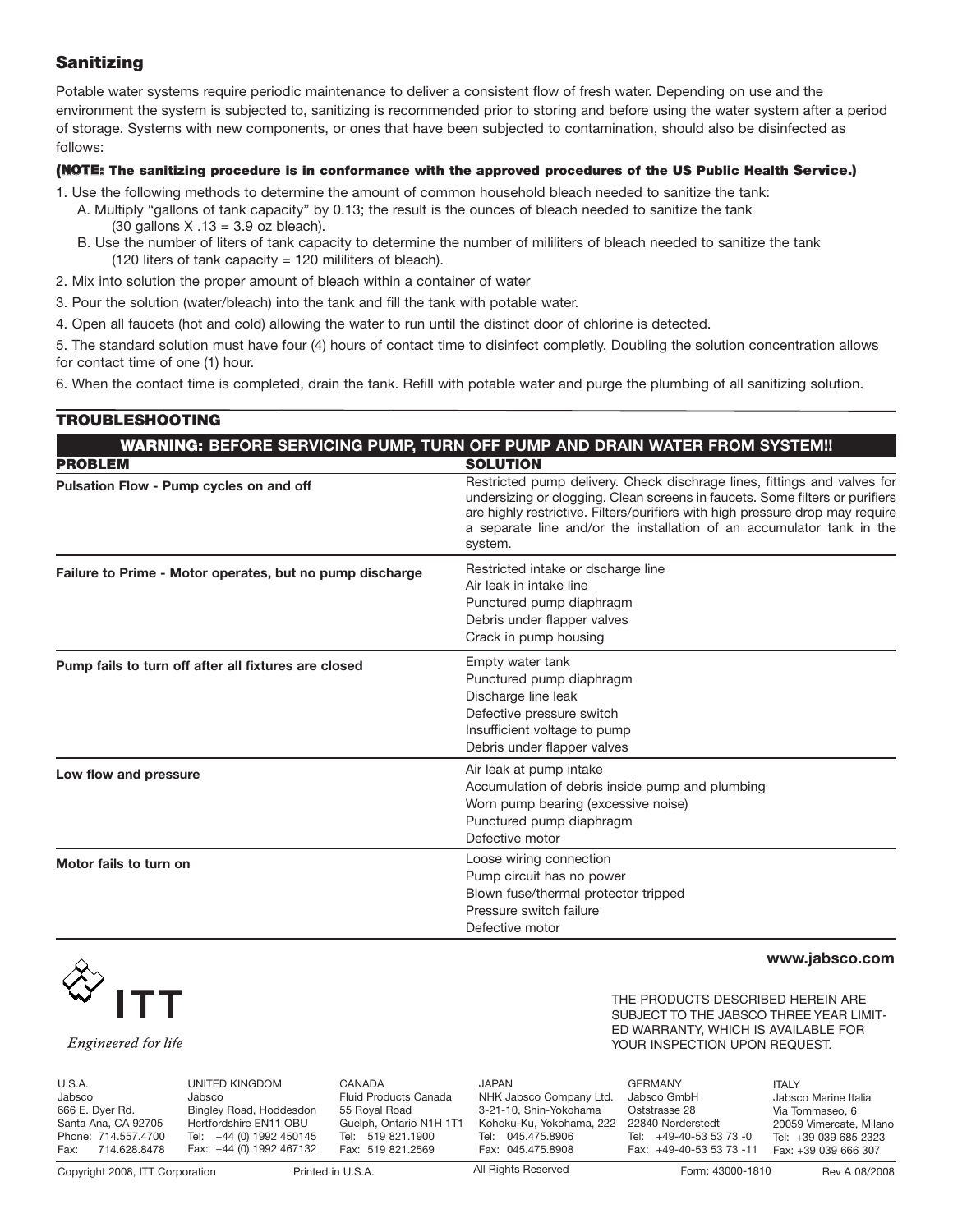## Sanitizing

Potable water systems require periodic maintenance to deliver a consistent flow of fresh water. Depending on use and the environment the system is subjected to, sanitizing is recommended prior to storing and before using the water system after a period of storage. Systems with new components, or ones that have been subjected to contamination, should also be disinfected as follows:

**(NOTE: The sanitizing procedure is in conformance with the approved procedures of the US Public Health Service.)**

1. Use the following methods to determine the amount of common household bleach needed to sanitize the tank:
   A. Multiply "gallons of tank capacity" by 0.13; the result is the ounces of bleach needed to sanitize the tank
   (30 gallons X .13 = 3.9 oz bleach).
   B. Use the number of liters of tank capacity to determine the number of mililiters of bleach needed to sanitize the tank
   (120 liters of tank capacity = 120 mililiters of bleach).
2. Mix into solution the proper amount of bleach within a container of water
3. Pour the solution (water/bleach) into the tank and fill the tank with potable water.
4. Open all faucets (hot and cold) allowing the water to run until the distinct door of chlorine is detected.
5. The standard solution must have four (4) hours of contact time to disinfect completly. Doubling the solution concentration allows for contact time of one (1) hour.
6. When the contact time is completed, drain the tank. Refill with potable water and purge the plumbing of all sanitizing solution.

## TROUBLESHOOTING

**WARNING: BEFORE SERVICING PUMP, TURN OFF PUMP AND DRAIN WATER FROM SYSTEM!!**

| PROBLEM | SOLUTION |
|---|---|
| **Pulsation Flow - Pump cycles on and off** | Restricted pump delivery. Check dischrage lines, fittings and valves for undersizing or clogging. Clean screens in faucets. Some filters or purifiers are highly restrictive. Filters/purifiers with high pressure drop may require a separate line and/or the installation of an accumulator tank in the system. |
| **Failure to Prime - Motor operates, but no pump discharge** | Restricted intake or dscharge line<br>Air leak in intake line<br>Punctured pump diaphragm<br>Debris under flapper valves<br>Crack in pump housing |
| **Pump fails to turn off after all fixtures are closed** | Empty water tank<br>Punctured pump diaphragm<br>Discharge line leak<br>Defective pressure switch<br>Insufficient voltage to pump<br>Debris under flapper valves |
| **Low flow and pressure** | Air leak at pump intake<br>Accumulation of debris inside pump and plumbing<br>Worn pump bearing (excessive noise)<br>Punctured pump diaphragm<br>Defective motor |
| **Motor fails to turn on** | Loose wiring connection<br>Pump circuit has no power<br>Blown fuse/thermal protector tripped<br>Pressure switch failure<br>Defective motor |

ITT

*Engineered for life*

**www.jabsco.com**

THE PRODUCTS DESCRIBED HEREIN ARE SUBJECT TO THE JABSCO THREE YEAR LIMITED WARRANTY, WHICH IS AVAILABLE FOR YOUR INSPECTION UPON REQUEST.

U.S.A.
Jabsco
666 E. Dyer Rd.
Santa Ana, CA 92705
Phone: 714.557.4700
Fax: 714.628.8478

UNITED KINGDOM
Jabsco
Bingley Road, Hoddesdon
Hertfordshire EN11 OBU
Tel: +44 (0) 1992 450145
Fax: +44 (0) 1992 467132

CANADA
Fluid Products Canada
55 Royal Road
Guelph, Ontario N1H 1T1
Tel: 519 821.1900
Fax: 519 821.2569

JAPAN
NHK Jabsco Company Ltd.
3-21-10, Shin-Yokohama
Kohoku-Ku, Yokohama, 222
Tel: 045.475.8906
Fax: 045.475.8908

GERMANY
Jabsco GmbH
Oststrasse 28
22840 Norderstedt
Tel: +49-40-53 53 73 -0
Fax: +49-40-53 53 73 -11

ITALY
Jabsco Marine Italia
Via Tommaseo, 6
20059 Vimercate, Milano
Tel: +39 039 685 2323
Fax: +39 039 666 307

Copyright 2008, ITT Corporation Printed in U.S.A. All Rights Reserved Form: 43000-1810 Rev A 08/2008